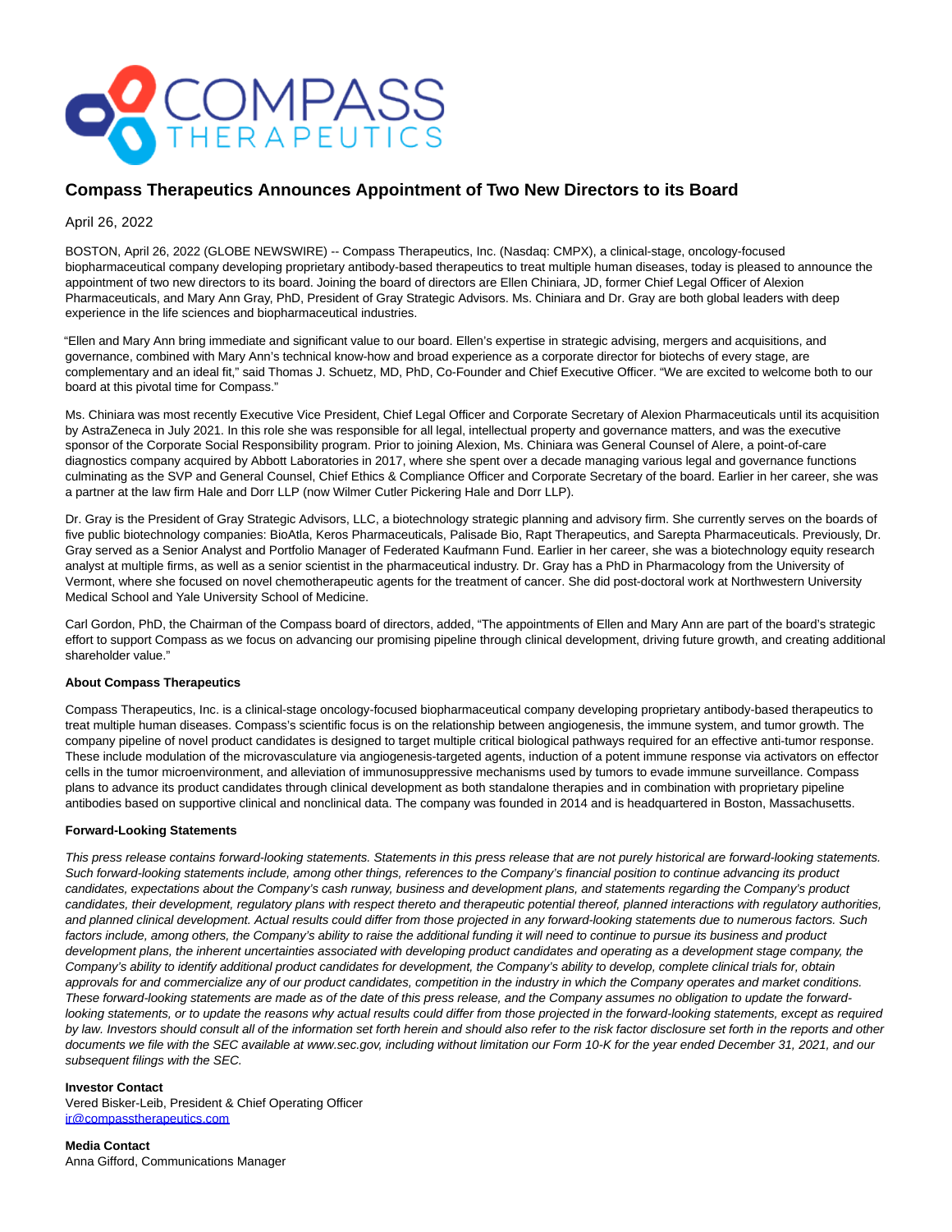# Compass Therapeutics Announces Appointment of Two New Directors to its Board

April 26, 2022

BOSTON, April 26, 2022 (GLOBE NEWSWIRE) -- Compass Therapeutics, Inc. (Nasdaq: CMPX), a clinical-stage, oncology-focused biopharmaceutical company developing proprietary antibody-based therapeutics to treat multiple human diseases, today is pleased to announce the appointment of two new directors to its board. Joining the board of directors are Ellen Chiniara, JD, former Chief Legal Officer of Alexion Pharmaceuticals, and Mary Ann Gray, PhD, President of Gray Strategic Advisors. Ms. Chiniara and Dr. Gray are both global leaders with deep experience in the life sciences and biopharmaceutical industries.

"Ellen and Mary Ann bring immediate and significant value to our board. Ellen's expertise in strategic advising, mergers and acquisitions, and governance, combined with Mary Ann's technical know-how and broad experience as a corporate director for biotechs of every stage, are complementary and an ideal fit," said Thomas J. Schuetz, MD, PhD, Co-Founder and Chief Executive Officer. "We are excited to welcome both to our board at this pivotal time for Compass."

Ms. Chiniara was most recently Executive Vice President, Chief Legal Officer and Corporate Secretary of Alexion Pharmaceuticals until its acquisition by AstraZeneca in July 2021. In this role she was responsible for all legal, intellectual property and governance matters, and was the executive sponsor of the Corporate Social Responsibility program. Prior to joining Alexion, Ms. Chiniara was General Counsel of Alere, a point-of-care diagnostics company acquired by Abbott Laboratories in 2017, where she spent over a decade managing various legal and governance functions culminating as the SVP and General Counsel, Chief Ethics & Compliance Officer and Corporate Secretary of the board. Earlier in her career, she was a partner at the law firm Hale and Dorr LLP (now Wilmer Cutler Pickering Hale and Dorr LLP).

Dr. Gray is the President of Gray Strategic Advisors, LLC, a biotechnology strategic planning and advisory firm. She currently serves on the boards of five public biotechnology companies: BioAtla, Keros Pharmaceuticals, Palisade Bio, Rapt Therapeutics, and Sarepta Pharmaceuticals. Previously, Dr. Gray served as a Senior Analyst and Portfolio Manager of Federated Kaufmann Fund. Earlier in her career, she was a biotechnology equity research analyst at multiple firms, as well as a senior scientist in the pharmaceutical industry. Dr. Gray has a PhD in Pharmacology from the University of Vermont, where she focused on novel chemotherapeutic agents for the treatment of cancer. She did post-doctoral work at Northwestern University Medical School and Yale University School of Medicine.

Carl Gordon, PhD, the Chairman of the Compass board of directors, added, "The appointments of Ellen and Mary Ann are part of the board's strategic effort to support Compass as we focus on advancing our promising pipeline through clinical development, driving future growth, and creating additional shareholder value."

**About Compass Therapeutics**

Compass Therapeutics, Inc. is a clinical-stage oncology-focused biopharmaceutical company developing proprietary antibody-based therapeutics to treat multiple human diseases. Compass's scientific focus is on the relationship between angiogenesis, the immune system, and tumor growth. The company pipeline of novel product candidates is designed to target multiple critical biological pathways required for an effective anti-tumor response. These include modulation of the microvasculature via angiogenesis-targeted agents, induction of a potent immune response via activators on effector cells in the tumor microenvironment, and alleviation of immunosuppressive mechanisms used by tumors to evade immune surveillance. Compass plans to advance its product candidates through clinical development as both standalone therapies and in combination with proprietary pipeline antibodies based on supportive clinical and nonclinical data. The company was founded in 2014 and is headquartered in Boston, Massachusetts.

**Forward-Looking Statements**

*This press release contains forward-looking statements. Statements in this press release that are not purely historical are forward-looking statements. Such forward-looking statements include, among other things, references to the Company's financial position to continue advancing its product candidates, expectations about the Company's cash runway, business and development plans, and statements regarding the Company's product candidates, their development, regulatory plans with respect thereto and therapeutic potential thereof, planned interactions with regulatory authorities, and planned clinical development. Actual results could differ from those projected in any forward-looking statements due to numerous factors. Such factors include, among others, the Company's ability to raise the additional funding it will need to continue to pursue its business and product development plans, the inherent uncertainties associated with developing product candidates and operating as a development stage company, the Company's ability to identify additional product candidates for development, the Company's ability to develop, complete clinical trials for, obtain approvals for and commercialize any of our product candidates, competition in the industry in which the Company operates and market conditions. These forward-looking statements are made as of the date of this press release, and the Company assumes no obligation to update the forward-looking statements, or to update the reasons why actual results could differ from those projected in the forward-looking statements, except as required by law. Investors should consult all of the information set forth herein and should also refer to the risk factor disclosure set forth in the reports and other documents we file with the SEC available at www.sec.gov, including without limitation our Form 10-K for the year ended December 31, 2021, and our subsequent filings with the SEC.*

**Investor Contact**
Vered Bisker-Leib, President & Chief Operating Officer
ir@compasstherapeutics.com

**Media Contact**
Anna Gifford, Communications Manager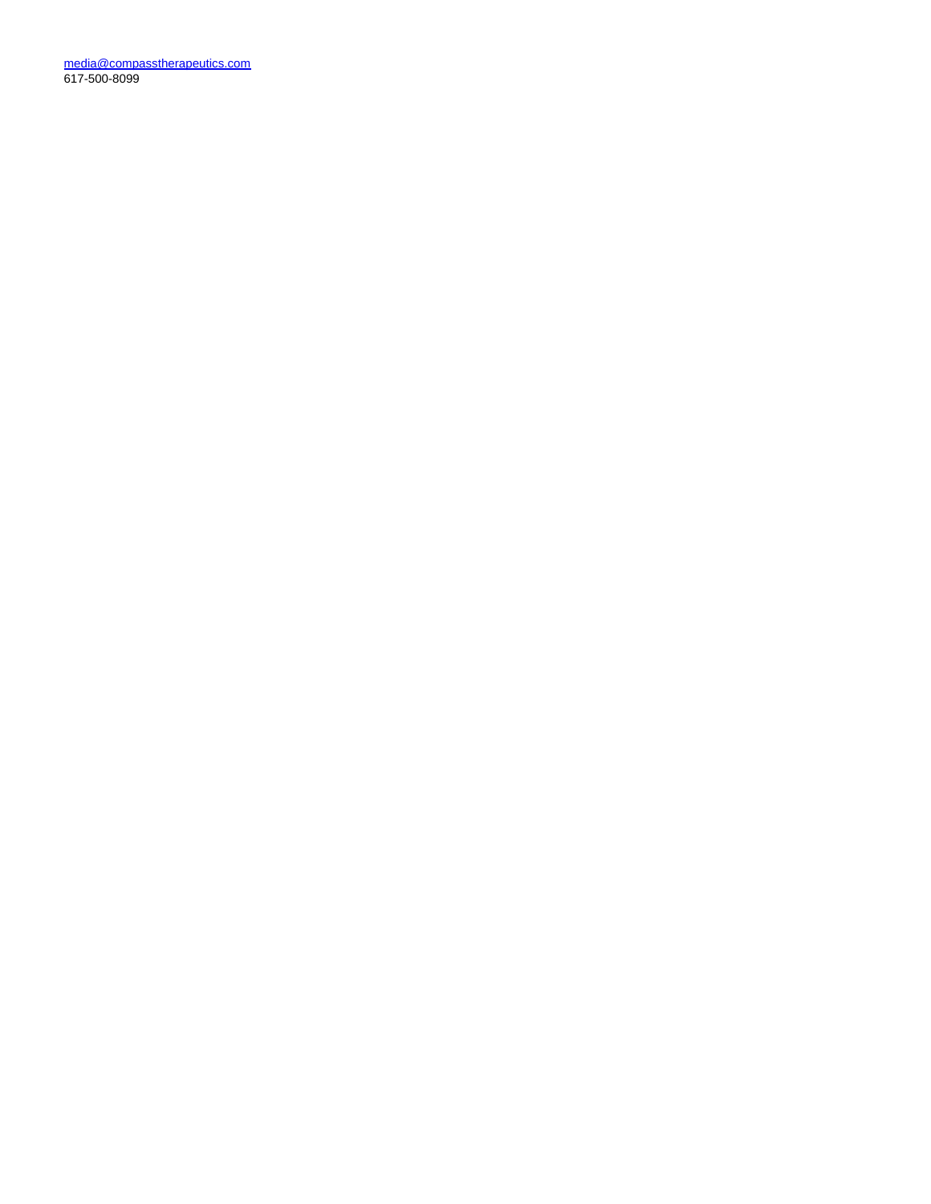media@compasstherapeutics.com
617-500-8099